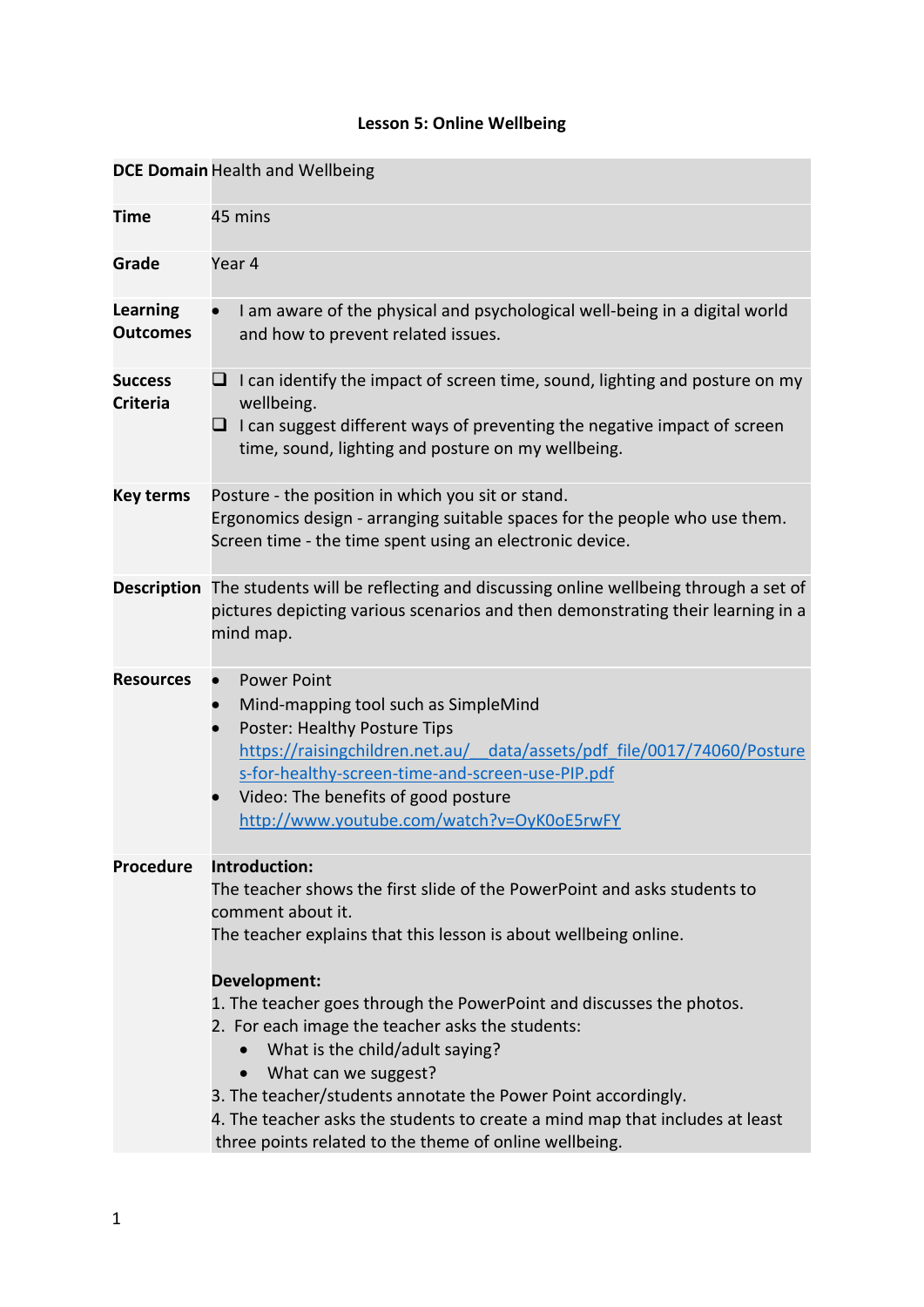# Lesson 5: Online Wellbeing

| | |
|---|---|
| **DCE Domain** | Health and Wellbeing |
| **Time** | 45 mins |
| **Grade** | Year 4 |
| **Learning Outcomes** | • I am aware of the physical and psychological well-being in a digital world and how to prevent related issues. |
| **Success Criteria** | ❑ I can identify the impact of screen time, sound, lighting and posture on my wellbeing.<br>❑ I can suggest different ways of preventing the negative impact of screen time, sound, lighting and posture on my wellbeing. |
| **Key terms** | Posture - the position in which you sit or stand.<br>Ergonomics design - arranging suitable spaces for the people who use them.<br>Screen time - the time spent using an electronic device. |
| **Description** | The students will be reflecting and discussing online wellbeing through a set of pictures depicting various scenarios and then demonstrating their learning in a mind map. |
| **Resources** | • Power Point<br>• Mind-mapping tool such as SimpleMind<br>• Poster: Healthy Posture Tips https://raisingchildren.net.au/__data/assets/pdf_file/0017/74060/Postures-for-healthy-screen-time-and-screen-use-PIP.pdf<br>• Video: The benefits of good posture http://www.youtube.com/watch?v=OyK0oE5rwFY |
| **Procedure** | **Introduction:**<br>The teacher shows the first slide of the PowerPoint and asks students to comment about it.<br>The teacher explains that this lesson is about wellbeing online.<br><br>**Development:**<br>1. The teacher goes through the PowerPoint and discusses the photos.<br>2. For each image the teacher asks the students:<br>• What is the child/adult saying?<br>• What can we suggest?<br>3. The teacher/students annotate the Power Point accordingly.<br>4. The teacher asks the students to create a mind map that includes at least three points related to the theme of online wellbeing. |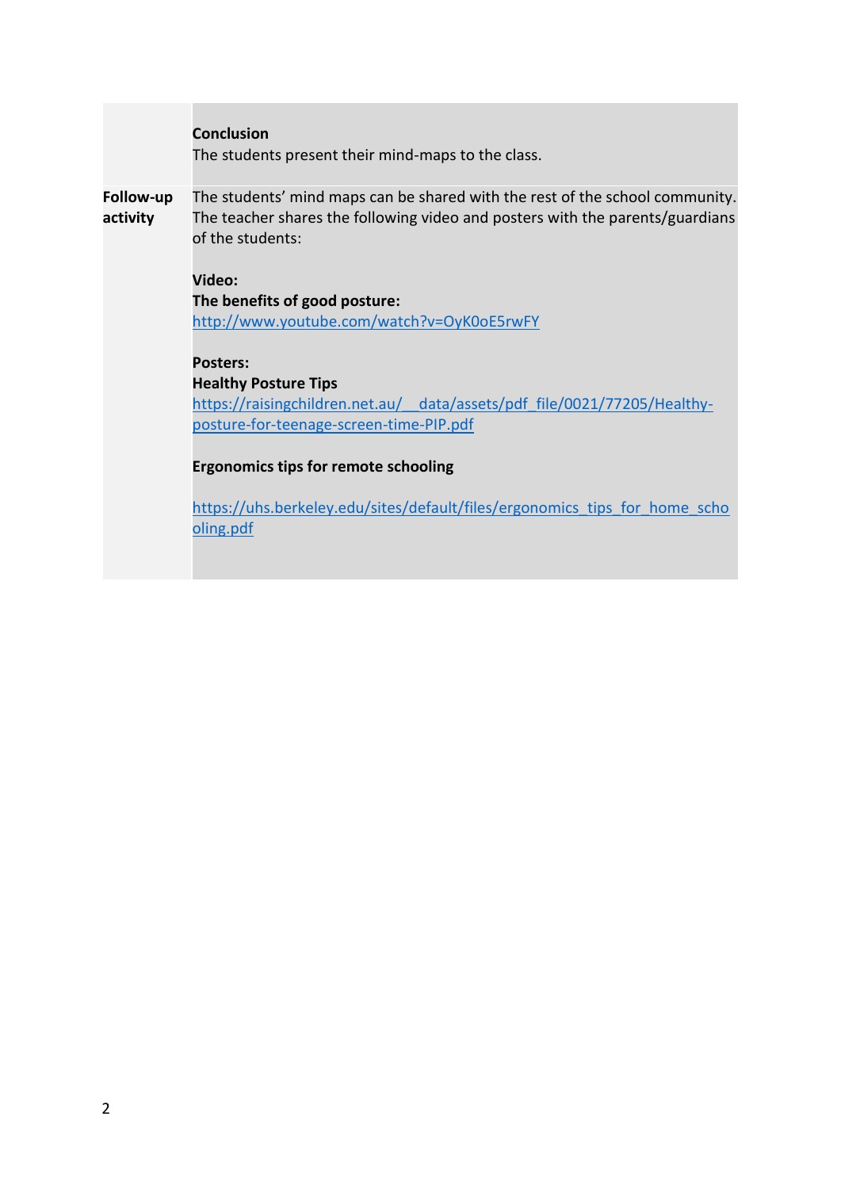| | |
|---|---|
| | **Conclusion**<br>The students present their mind-maps to the class. |
| **Follow-up activity** | The students' mind maps can be shared with the rest of the school community. The teacher shares the following video and posters with the parents/guardians of the students:<br><br>**Video:**<br>**The benefits of good posture:**<br>http://www.youtube.com/watch?v=OyK0oE5rwFY<br><br>**Posters:**<br>**Healthy Posture Tips**<br>https://raisingchildren.net.au/__data/assets/pdf_file/0021/77205/Healthy-posture-for-teenage-screen-time-PIP.pdf<br><br>**Ergonomics tips for remote schooling**<br><br>https://uhs.berkeley.edu/sites/default/files/ergonomics_tips_for_home_schooling.pdf |